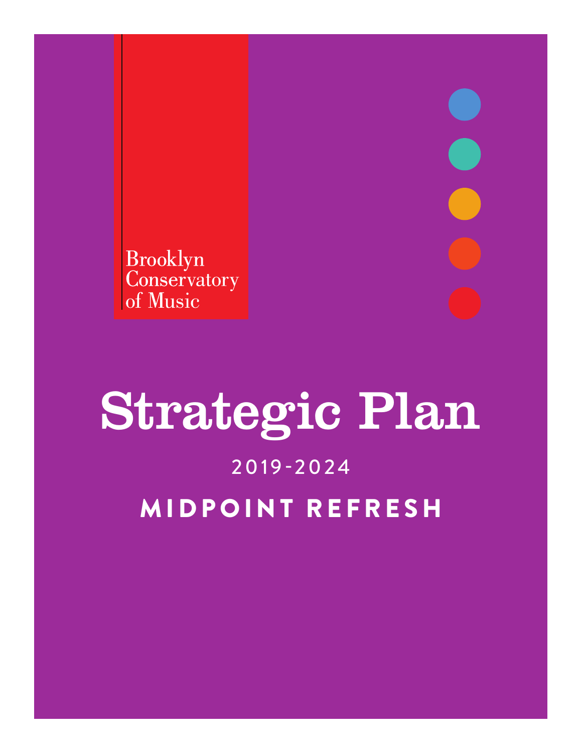Brooklyn Conservatory of Music

# Strategic Plan

## 2019-2024

## MIDPOINT REFRESH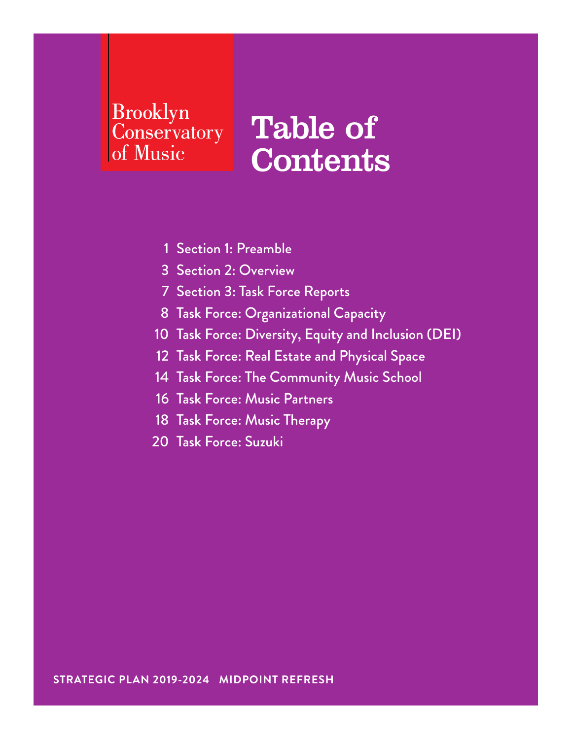Brooklyn Conservatory of Music

# Table of Contents

1 Section 1: Preamble
3 Section 2: Overview
7 Section 3: Task Force Reports
8 Task Force: Organizational Capacity
10 Task Force: Diversity, Equity and Inclusion (DEI)
12 Task Force: Real Estate and Physical Space
14 Task Force: The Community Music School
16 Task Force: Music Partners
18 Task Force: Music Therapy
20 Task Force: Suzuki

**STRATEGIC PLAN 2019-2024 MIDPOINT REFRESH**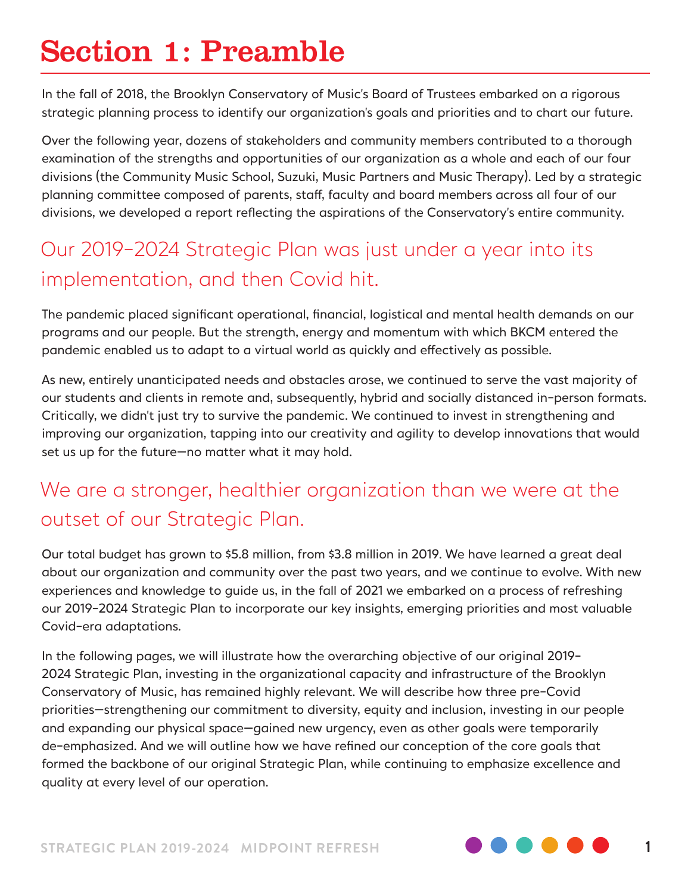# Section 1: Preamble

In the fall of 2018, the Brooklyn Conservatory of Music's Board of Trustees embarked on a rigorous strategic planning process to identify our organization's goals and priorities and to chart our future.

Over the following year, dozens of stakeholders and community members contributed to a thorough examination of the strengths and opportunities of our organization as a whole and each of our four divisions (the Community Music School, Suzuki, Music Partners and Music Therapy). Led by a strategic planning committee composed of parents, staff, faculty and board members across all four of our divisions, we developed a report reflecting the aspirations of the Conservatory's entire community.

## Our 2019–2024 Strategic Plan was just under a year into its implementation, and then Covid hit.

The pandemic placed significant operational, financial, logistical and mental health demands on our programs and our people. But the strength, energy and momentum with which BKCM entered the pandemic enabled us to adapt to a virtual world as quickly and effectively as possible.

As new, entirely unanticipated needs and obstacles arose, we continued to serve the vast majority of our students and clients in remote and, subsequently, hybrid and socially distanced in-person formats. Critically, we didn't just try to survive the pandemic. We continued to invest in strengthening and improving our organization, tapping into our creativity and agility to develop innovations that would set us up for the future—no matter what it may hold.

## We are a stronger, healthier organization than we were at the outset of our Strategic Plan.

Our total budget has grown to $5.8 million, from $3.8 million in 2019. We have learned a great deal about our organization and community over the past two years, and we continue to evolve. With new experiences and knowledge to guide us, in the fall of 2021 we embarked on a process of refreshing our 2019–2024 Strategic Plan to incorporate our key insights, emerging priorities and most valuable Covid-era adaptations.

In the following pages, we will illustrate how the overarching objective of our original 2019–2024 Strategic Plan, investing in the organizational capacity and infrastructure of the Brooklyn Conservatory of Music, has remained highly relevant. We will describe how three pre-Covid priorities—strengthening our commitment to diversity, equity and inclusion, investing in our people and expanding our physical space—gained new urgency, even as other goals were temporarily de-emphasized. And we will outline how we have refined our conception of the core goals that formed the backbone of our original Strategic Plan, while continuing to emphasize excellence and quality at every level of our operation.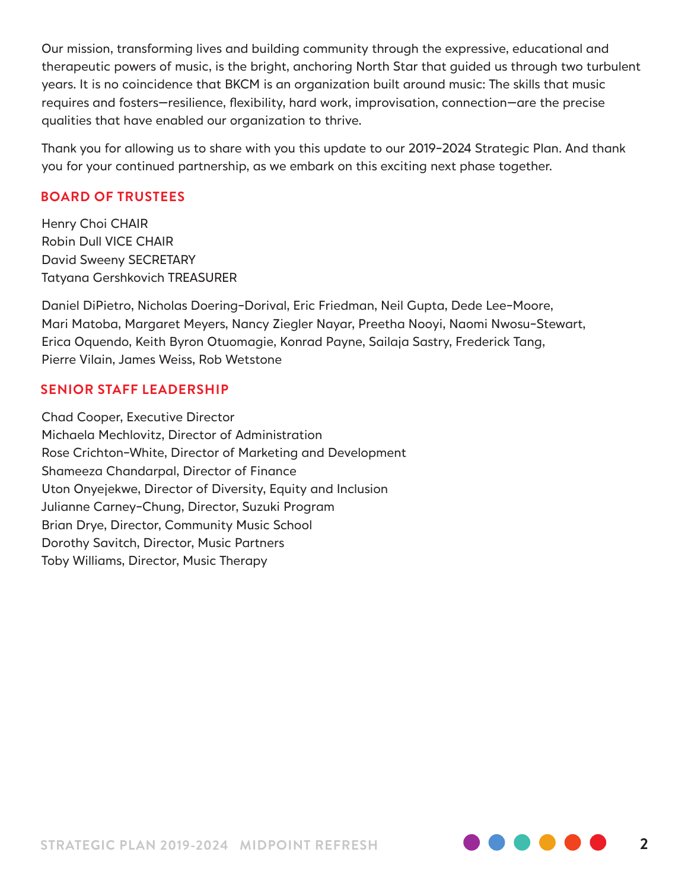Our mission, transforming lives and building community through the expressive, educational and therapeutic powers of music, is the bright, anchoring North Star that guided us through two turbulent years. It is no coincidence that BKCM is an organization built around music: The skills that music requires and fosters—resilience, flexibility, hard work, improvisation, connection—are the precise qualities that have enabled our organization to thrive.

Thank you for allowing us to share with you this update to our 2019-2024 Strategic Plan. And thank you for your continued partnership, as we embark on this exciting next phase together.

## BOARD OF TRUSTEES

Henry Choi CHAIR
Robin Dull VICE CHAIR
David Sweeny SECRETARY
Tatyana Gershkovich TREASURER

Daniel DiPietro, Nicholas Doering-Dorival, Eric Friedman, Neil Gupta, Dede Lee-Moore, Mari Matoba, Margaret Meyers, Nancy Ziegler Nayar, Preetha Nooyi, Naomi Nwosu-Stewart, Erica Oquendo, Keith Byron Otuomagie, Konrad Payne, Sailaja Sastry, Frederick Tang, Pierre Vilain, James Weiss, Rob Wetstone

## SENIOR STAFF LEADERSHIP

Chad Cooper, Executive Director
Michaela Mechlovitz, Director of Administration
Rose Crichton-White, Director of Marketing and Development
Shameeza Chandarpal, Director of Finance
Uton Onyejekwe, Director of Diversity, Equity and Inclusion
Julianne Carney-Chung, Director, Suzuki Program
Brian Drye, Director, Community Music School
Dorothy Savitch, Director, Music Partners
Toby Williams, Director, Music Therapy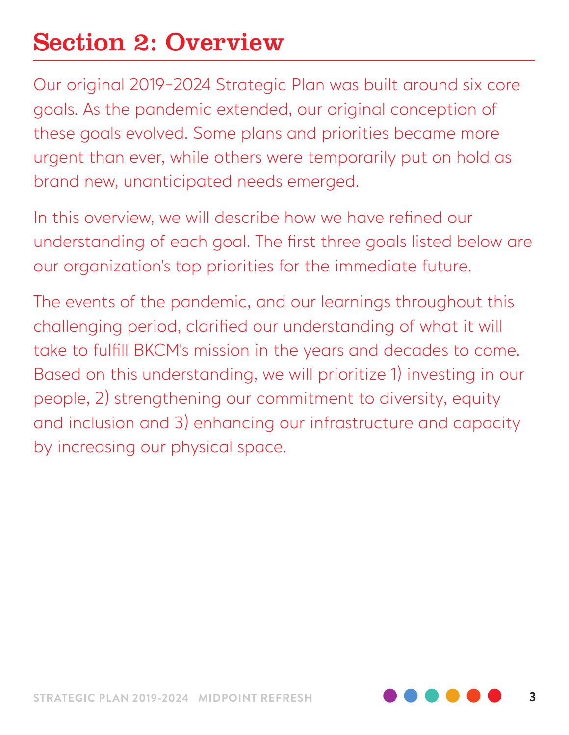# Section 2: Overview

Our original 2019–2024 Strategic Plan was built around six core goals. As the pandemic extended, our original conception of these goals evolved. Some plans and priorities became more urgent than ever, while others were temporarily put on hold as brand new, unanticipated needs emerged.

In this overview, we will describe how we have refined our understanding of each goal. The first three goals listed below are our organization's top priorities for the immediate future.

The events of the pandemic, and our learnings throughout this challenging period, clarified our understanding of what it will take to fulfill BKCM's mission in the years and decades to come. Based on this understanding, we will prioritize 1) investing in our people, 2) strengthening our commitment to diversity, equity and inclusion and 3) enhancing our infrastructure and capacity by increasing our physical space.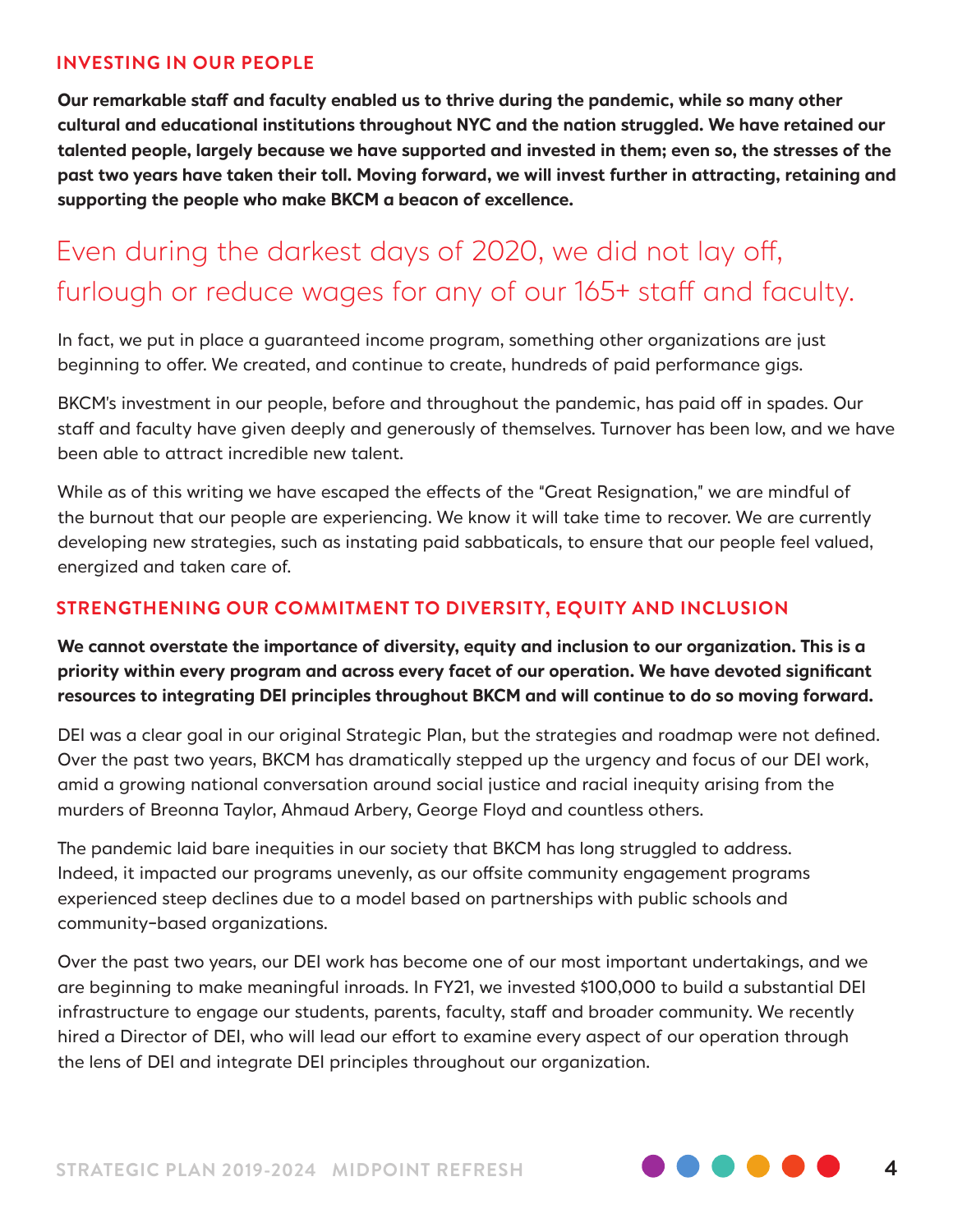## INVESTING IN OUR PEOPLE

**Our remarkable staff and faculty enabled us to thrive during the pandemic, while so many other cultural and educational institutions throughout NYC and the nation struggled. We have retained our talented people, largely because we have supported and invested in them; even so, the stresses of the past two years have taken their toll. Moving forward, we will invest further in attracting, retaining and supporting the people who make BKCM a beacon of excellence.**

### Even during the darkest days of 2020, we did not lay off, furlough or reduce wages for any of our 165+ staff and faculty.

In fact, we put in place a guaranteed income program, something other organizations are just beginning to offer. We created, and continue to create, hundreds of paid performance gigs.

BKCM's investment in our people, before and throughout the pandemic, has paid off in spades. Our staff and faculty have given deeply and generously of themselves. Turnover has been low, and we have been able to attract incredible new talent.

While as of this writing we have escaped the effects of the "Great Resignation," we are mindful of the burnout that our people are experiencing. We know it will take time to recover. We are currently developing new strategies, such as instating paid sabbaticals, to ensure that our people feel valued, energized and taken care of.

## STRENGTHENING OUR COMMITMENT TO DIVERSITY, EQUITY AND INCLUSION

**We cannot overstate the importance of diversity, equity and inclusion to our organization. This is a priority within every program and across every facet of our operation. We have devoted significant resources to integrating DEI principles throughout BKCM and will continue to do so moving forward.**

DEI was a clear goal in our original Strategic Plan, but the strategies and roadmap were not defined. Over the past two years, BKCM has dramatically stepped up the urgency and focus of our DEI work, amid a growing national conversation around social justice and racial inequity arising from the murders of Breonna Taylor, Ahmaud Arbery, George Floyd and countless others.

The pandemic laid bare inequities in our society that BKCM has long struggled to address. Indeed, it impacted our programs unevenly, as our offsite community engagement programs experienced steep declines due to a model based on partnerships with public schools and community-based organizations.

Over the past two years, our DEI work has become one of our most important undertakings, and we are beginning to make meaningful inroads. In FY21, we invested $100,000 to build a substantial DEI infrastructure to engage our students, parents, faculty, staff and broader community. We recently hired a Director of DEI, who will lead our effort to examine every aspect of our operation through the lens of DEI and integrate DEI principles throughout our organization.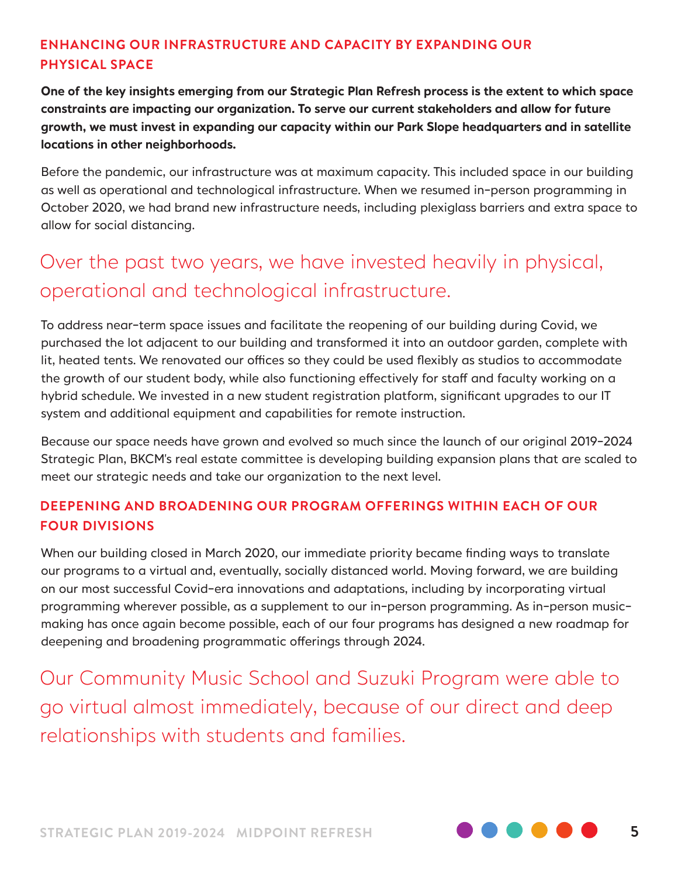## ENHANCING OUR INFRASTRUCTURE AND CAPACITY BY EXPANDING OUR PHYSICAL SPACE

**One of the key insights emerging from our Strategic Plan Refresh process is the extent to which space constraints are impacting our organization. To serve our current stakeholders and allow for future growth, we must invest in expanding our capacity within our Park Slope headquarters and in satellite locations in other neighborhoods.**

Before the pandemic, our infrastructure was at maximum capacity. This included space in our building as well as operational and technological infrastructure. When we resumed in-person programming in October 2020, we had brand new infrastructure needs, including plexiglass barriers and extra space to allow for social distancing.

> Over the past two years, we have invested heavily in physical, operational and technological infrastructure.

To address near-term space issues and facilitate the reopening of our building during Covid, we purchased the lot adjacent to our building and transformed it into an outdoor garden, complete with lit, heated tents. We renovated our offices so they could be used flexibly as studios to accommodate the growth of our student body, while also functioning effectively for staff and faculty working on a hybrid schedule. We invested in a new student registration platform, significant upgrades to our IT system and additional equipment and capabilities for remote instruction.

Because our space needs have grown and evolved so much since the launch of our original 2019–2024 Strategic Plan, BKCM's real estate committee is developing building expansion plans that are scaled to meet our strategic needs and take our organization to the next level.

## DEEPENING AND BROADENING OUR PROGRAM OFFERINGS WITHIN EACH OF OUR FOUR DIVISIONS

When our building closed in March 2020, our immediate priority became finding ways to translate our programs to a virtual and, eventually, socially distanced world. Moving forward, we are building on our most successful Covid-era innovations and adaptations, including by incorporating virtual programming wherever possible, as a supplement to our in-person programming. As in-person music-making has once again become possible, each of our four programs has designed a new roadmap for deepening and broadening programmatic offerings through 2024.

> Our Community Music School and Suzuki Program were able to go virtual almost immediately, because of our direct and deep relationships with students and families.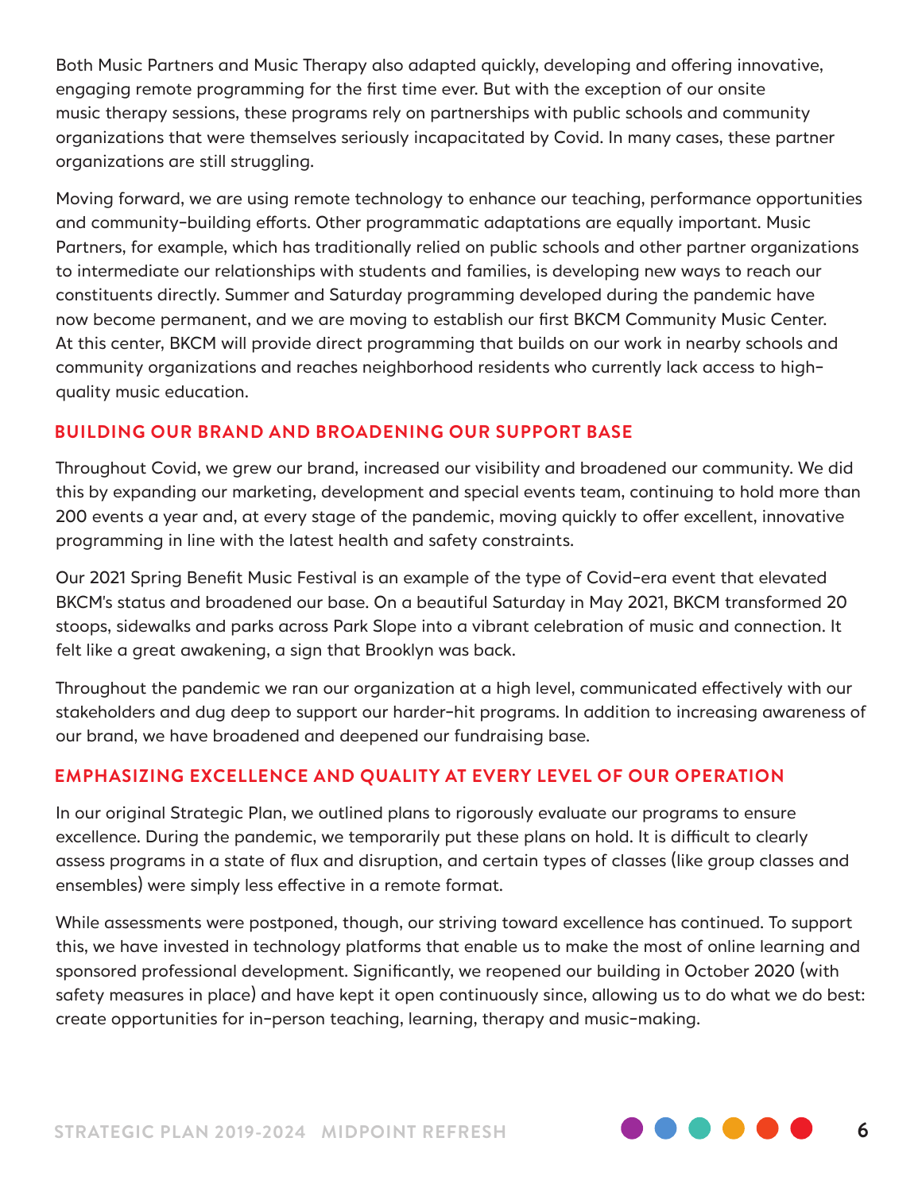Both Music Partners and Music Therapy also adapted quickly, developing and offering innovative, engaging remote programming for the first time ever. But with the exception of our onsite music therapy sessions, these programs rely on partnerships with public schools and community organizations that were themselves seriously incapacitated by Covid. In many cases, these partner organizations are still struggling.

Moving forward, we are using remote technology to enhance our teaching, performance opportunities and community-building efforts. Other programmatic adaptations are equally important. Music Partners, for example, which has traditionally relied on public schools and other partner organizations to intermediate our relationships with students and families, is developing new ways to reach our constituents directly. Summer and Saturday programming developed during the pandemic have now become permanent, and we are moving to establish our first BKCM Community Music Center. At this center, BKCM will provide direct programming that builds on our work in nearby schools and community organizations and reaches neighborhood residents who currently lack access to high-quality music education.

## BUILDING OUR BRAND AND BROADENING OUR SUPPORT BASE

Throughout Covid, we grew our brand, increased our visibility and broadened our community. We did this by expanding our marketing, development and special events team, continuing to hold more than 200 events a year and, at every stage of the pandemic, moving quickly to offer excellent, innovative programming in line with the latest health and safety constraints.

Our 2021 Spring Benefit Music Festival is an example of the type of Covid-era event that elevated BKCM's status and broadened our base. On a beautiful Saturday in May 2021, BKCM transformed 20 stoops, sidewalks and parks across Park Slope into a vibrant celebration of music and connection. It felt like a great awakening, a sign that Brooklyn was back.

Throughout the pandemic we ran our organization at a high level, communicated effectively with our stakeholders and dug deep to support our harder-hit programs. In addition to increasing awareness of our brand, we have broadened and deepened our fundraising base.

## EMPHASIZING EXCELLENCE AND QUALITY AT EVERY LEVEL OF OUR OPERATION

In our original Strategic Plan, we outlined plans to rigorously evaluate our programs to ensure excellence. During the pandemic, we temporarily put these plans on hold. It is difficult to clearly assess programs in a state of flux and disruption, and certain types of classes (like group classes and ensembles) were simply less effective in a remote format.

While assessments were postponed, though, our striving toward excellence has continued. To support this, we have invested in technology platforms that enable us to make the most of online learning and sponsored professional development. Significantly, we reopened our building in October 2020 (with safety measures in place) and have kept it open continuously since, allowing us to do what we do best: create opportunities for in-person teaching, learning, therapy and music-making.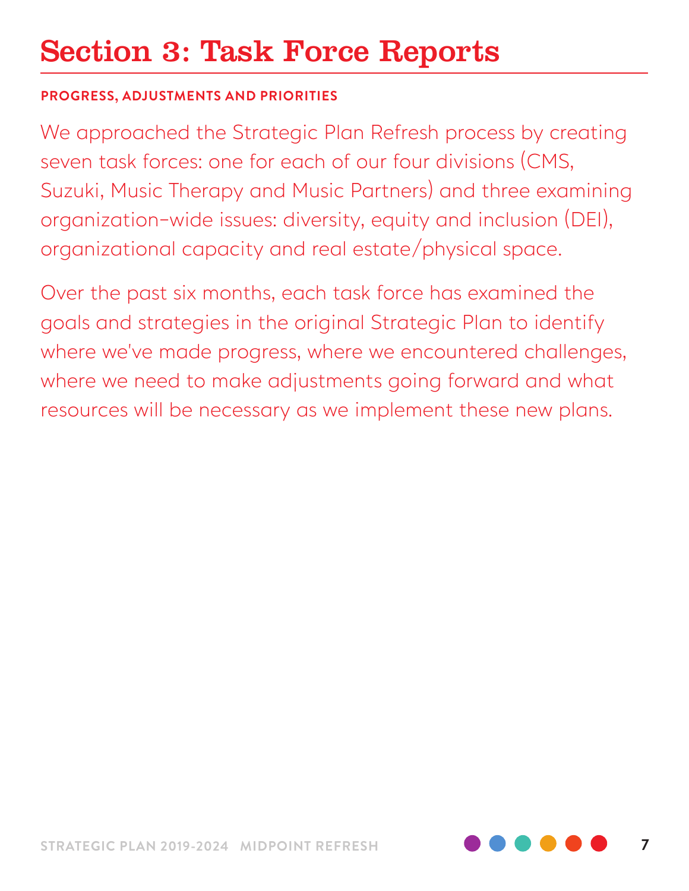# Section 3: Task Force Reports

**PROGRESS, ADJUSTMENTS AND PRIORITIES**

We approached the Strategic Plan Refresh process by creating seven task forces: one for each of our four divisions (CMS, Suzuki, Music Therapy and Music Partners) and three examining organization-wide issues: diversity, equity and inclusion (DEI), organizational capacity and real estate/physical space.

Over the past six months, each task force has examined the goals and strategies in the original Strategic Plan to identify where we've made progress, where we encountered challenges, where we need to make adjustments going forward and what resources will be necessary as we implement these new plans.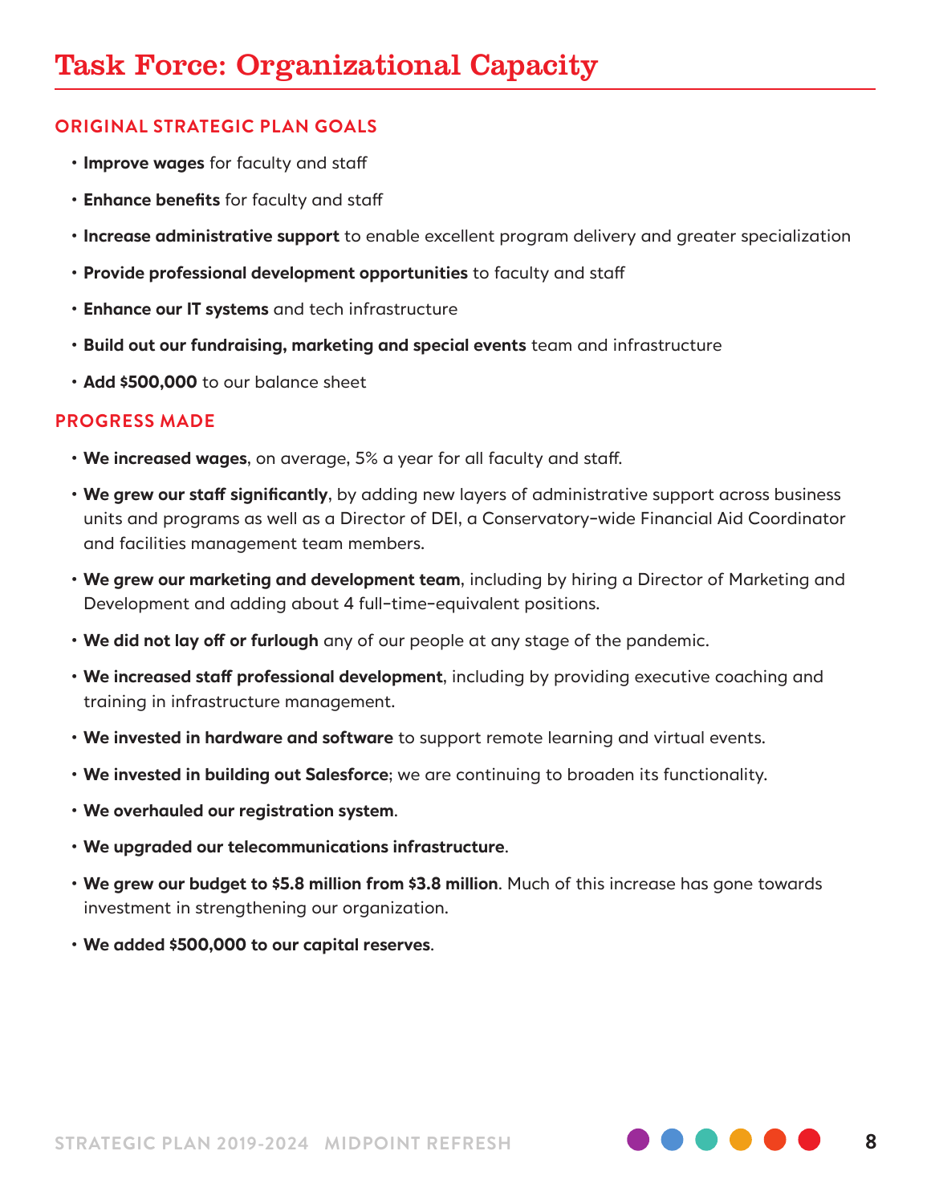# Task Force: Organizational Capacity

## ORIGINAL STRATEGIC PLAN GOALS

- **Improve wages** for faculty and staff
- **Enhance benefits** for faculty and staff
- **Increase administrative support** to enable excellent program delivery and greater specialization
- **Provide professional development opportunities** to faculty and staff
- **Enhance our IT systems** and tech infrastructure
- **Build out our fundraising, marketing and special events** team and infrastructure
- **Add $500,000** to our balance sheet

## PROGRESS MADE

- **We increased wages**, on average, 5% a year for all faculty and staff.
- **We grew our staff significantly**, by adding new layers of administrative support across business units and programs as well as a Director of DEI, a Conservatory-wide Financial Aid Coordinator and facilities management team members.
- **We grew our marketing and development team**, including by hiring a Director of Marketing and Development and adding about 4 full-time-equivalent positions.
- **We did not lay off or furlough** any of our people at any stage of the pandemic.
- **We increased staff professional development**, including by providing executive coaching and training in infrastructure management.
- **We invested in hardware and software** to support remote learning and virtual events.
- **We invested in building out Salesforce**; we are continuing to broaden its functionality.
- **We overhauled our registration system**.
- **We upgraded our telecommunications infrastructure**.
- **We grew our budget to $5.8 million from $3.8 million**. Much of this increase has gone towards investment in strengthening our organization.
- **We added $500,000 to our capital reserves**.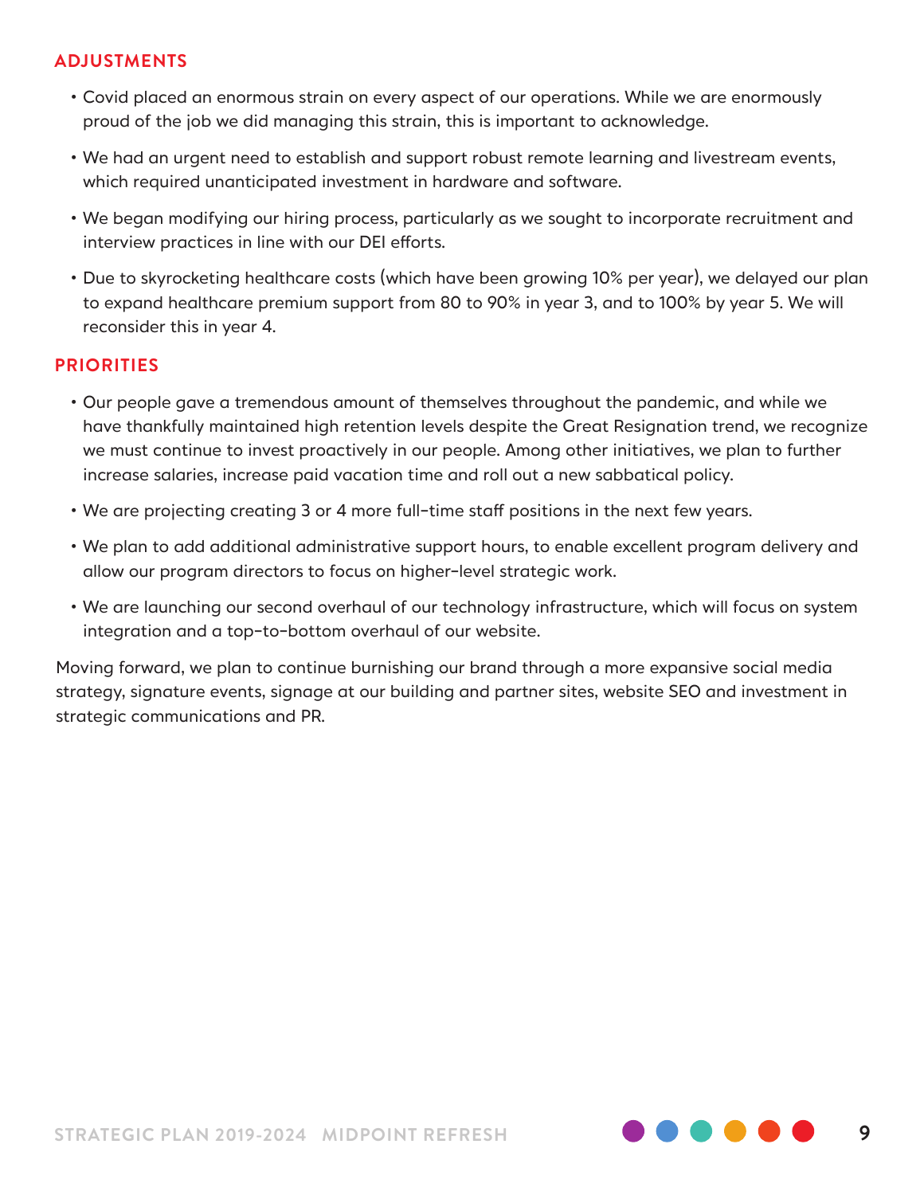## ADJUSTMENTS

- Covid placed an enormous strain on every aspect of our operations. While we are enormously proud of the job we did managing this strain, this is important to acknowledge.
- We had an urgent need to establish and support robust remote learning and livestream events, which required unanticipated investment in hardware and software.
- We began modifying our hiring process, particularly as we sought to incorporate recruitment and interview practices in line with our DEI efforts.
- Due to skyrocketing healthcare costs (which have been growing 10% per year), we delayed our plan to expand healthcare premium support from 80 to 90% in year 3, and to 100% by year 5. We will reconsider this in year 4.

## PRIORITIES

- Our people gave a tremendous amount of themselves throughout the pandemic, and while we have thankfully maintained high retention levels despite the Great Resignation trend, we recognize we must continue to invest proactively in our people. Among other initiatives, we plan to further increase salaries, increase paid vacation time and roll out a new sabbatical policy.
- We are projecting creating 3 or 4 more full-time staff positions in the next few years.
- We plan to add additional administrative support hours, to enable excellent program delivery and allow our program directors to focus on higher-level strategic work.
- We are launching our second overhaul of our technology infrastructure, which will focus on system integration and a top-to-bottom overhaul of our website.

Moving forward, we plan to continue burnishing our brand through a more expansive social media strategy, signature events, signage at our building and partner sites, website SEO and investment in strategic communications and PR.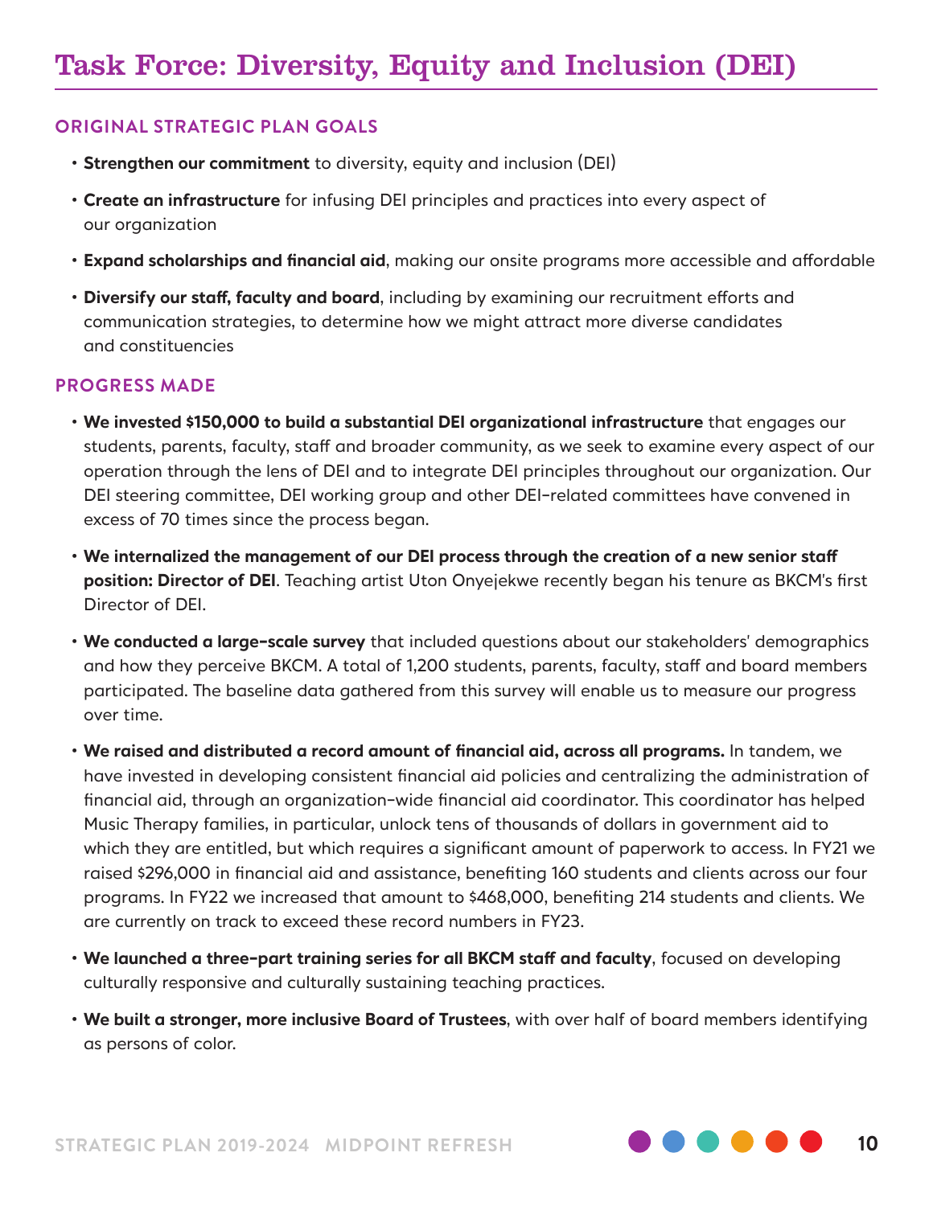# Task Force: Diversity, Equity and Inclusion (DEI)

## ORIGINAL STRATEGIC PLAN GOALS

- **Strengthen our commitment** to diversity, equity and inclusion (DEI)
- **Create an infrastructure** for infusing DEI principles and practices into every aspect of our organization
- **Expand scholarships and financial aid**, making our onsite programs more accessible and affordable
- **Diversify our staff, faculty and board**, including by examining our recruitment efforts and communication strategies, to determine how we might attract more diverse candidates and constituencies

## PROGRESS MADE

- **We invested $150,000 to build a substantial DEI organizational infrastructure** that engages our students, parents, faculty, staff and broader community, as we seek to examine every aspect of our operation through the lens of DEI and to integrate DEI principles throughout our organization. Our DEI steering committee, DEI working group and other DEI-related committees have convened in excess of 70 times since the process began.
- **We internalized the management of our DEI process through the creation of a new senior staff position: Director of DEI**. Teaching artist Uton Onyejekwe recently began his tenure as BKCM's first Director of DEI.
- **We conducted a large-scale survey** that included questions about our stakeholders' demographics and how they perceive BKCM. A total of 1,200 students, parents, faculty, staff and board members participated. The baseline data gathered from this survey will enable us to measure our progress over time.
- **We raised and distributed a record amount of financial aid, across all programs.** In tandem, we have invested in developing consistent financial aid policies and centralizing the administration of financial aid, through an organization-wide financial aid coordinator. This coordinator has helped Music Therapy families, in particular, unlock tens of thousands of dollars in government aid to which they are entitled, but which requires a significant amount of paperwork to access. In FY21 we raised $296,000 in financial aid and assistance, benefiting 160 students and clients across our four programs. In FY22 we increased that amount to $468,000, benefiting 214 students and clients. We are currently on track to exceed these record numbers in FY23.
- **We launched a three-part training series for all BKCM staff and faculty**, focused on developing culturally responsive and culturally sustaining teaching practices.
- **We built a stronger, more inclusive Board of Trustees**, with over half of board members identifying as persons of color.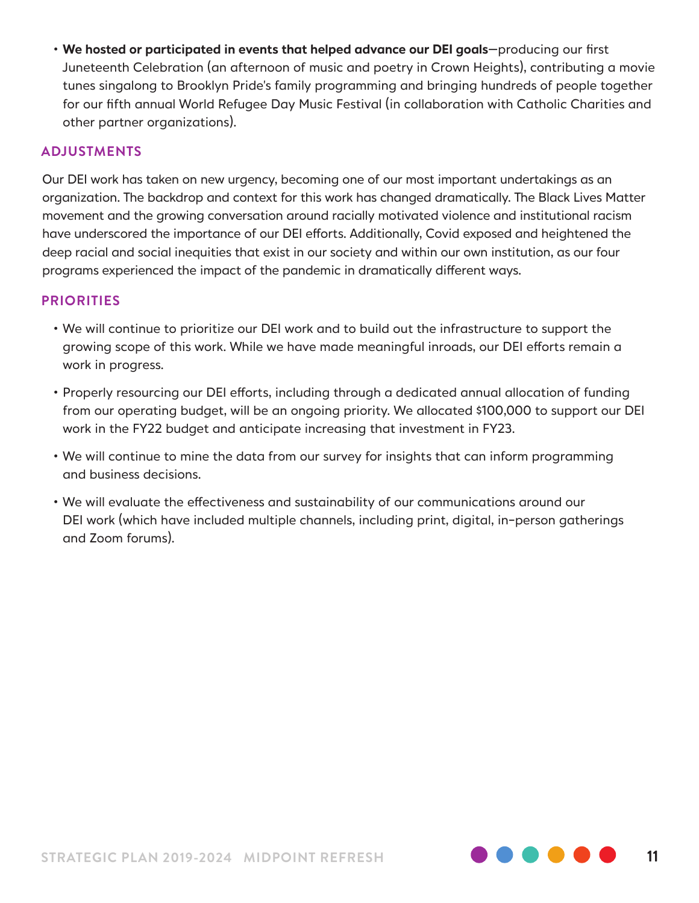- **We hosted or participated in events that helped advance our DEI goals**—producing our first Juneteenth Celebration (an afternoon of music and poetry in Crown Heights), contributing a movie tunes singalong to Brooklyn Pride's family programming and bringing hundreds of people together for our fifth annual World Refugee Day Music Festival (in collaboration with Catholic Charities and other partner organizations).

## ADJUSTMENTS

Our DEI work has taken on new urgency, becoming one of our most important undertakings as an organization. The backdrop and context for this work has changed dramatically. The Black Lives Matter movement and the growing conversation around racially motivated violence and institutional racism have underscored the importance of our DEI efforts. Additionally, Covid exposed and heightened the deep racial and social inequities that exist in our society and within our own institution, as our four programs experienced the impact of the pandemic in dramatically different ways.

## PRIORITIES

- We will continue to prioritize our DEI work and to build out the infrastructure to support the growing scope of this work. While we have made meaningful inroads, our DEI efforts remain a work in progress.
- Properly resourcing our DEI efforts, including through a dedicated annual allocation of funding from our operating budget, will be an ongoing priority. We allocated $100,000 to support our DEI work in the FY22 budget and anticipate increasing that investment in FY23.
- We will continue to mine the data from our survey for insights that can inform programming and business decisions.
- We will evaluate the effectiveness and sustainability of our communications around our DEI work (which have included multiple channels, including print, digital, in-person gatherings and Zoom forums).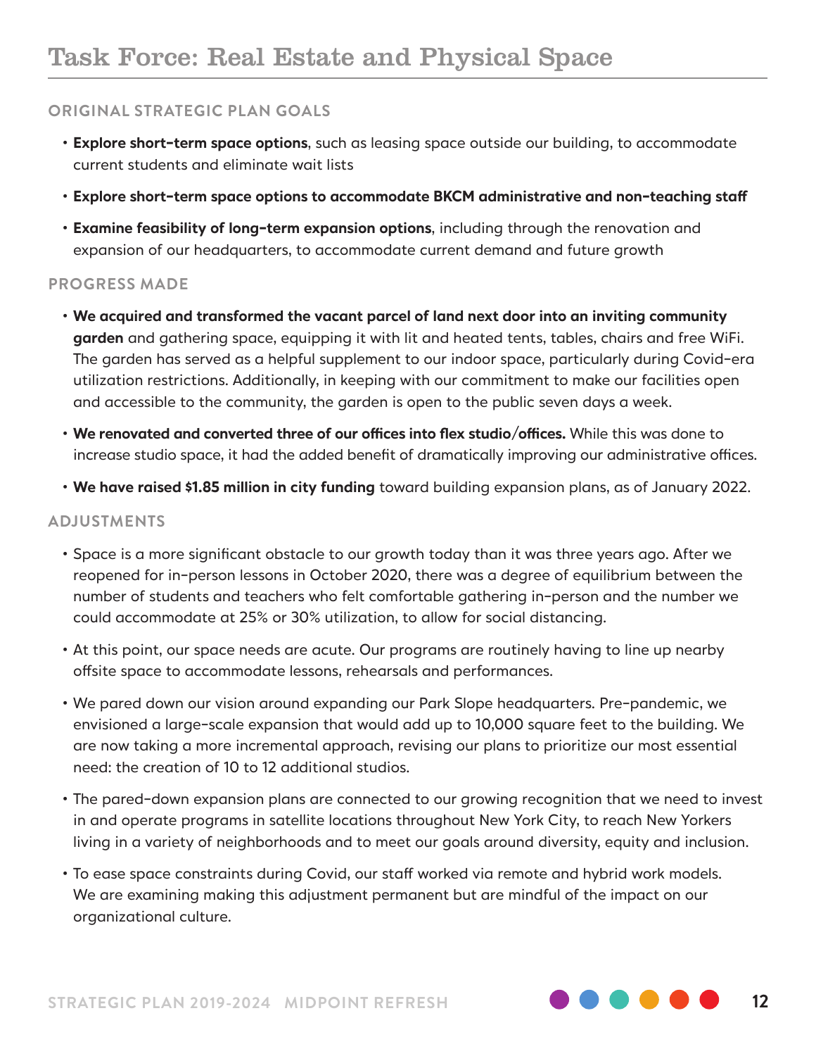# Task Force: Real Estate and Physical Space

## ORIGINAL STRATEGIC PLAN GOALS

- **Explore short-term space options**, such as leasing space outside our building, to accommodate current students and eliminate wait lists
- **Explore short-term space options to accommodate BKCM administrative and non-teaching staff**
- **Examine feasibility of long-term expansion options**, including through the renovation and expansion of our headquarters, to accommodate current demand and future growth

## PROGRESS MADE

- **We acquired and transformed the vacant parcel of land next door into an inviting community garden** and gathering space, equipping it with lit and heated tents, tables, chairs and free WiFi. The garden has served as a helpful supplement to our indoor space, particularly during Covid-era utilization restrictions. Additionally, in keeping with our commitment to make our facilities open and accessible to the community, the garden is open to the public seven days a week.
- **We renovated and converted three of our offices into flex studio/offices.** While this was done to increase studio space, it had the added benefit of dramatically improving our administrative offices.
- **We have raised $1.85 million in city funding** toward building expansion plans, as of January 2022.

## ADJUSTMENTS

- Space is a more significant obstacle to our growth today than it was three years ago. After we reopened for in-person lessons in October 2020, there was a degree of equilibrium between the number of students and teachers who felt comfortable gathering in-person and the number we could accommodate at 25% or 30% utilization, to allow for social distancing.
- At this point, our space needs are acute. Our programs are routinely having to line up nearby offsite space to accommodate lessons, rehearsals and performances.
- We pared down our vision around expanding our Park Slope headquarters. Pre-pandemic, we envisioned a large-scale expansion that would add up to 10,000 square feet to the building. We are now taking a more incremental approach, revising our plans to prioritize our most essential need: the creation of 10 to 12 additional studios.
- The pared-down expansion plans are connected to our growing recognition that we need to invest in and operate programs in satellite locations throughout New York City, to reach New Yorkers living in a variety of neighborhoods and to meet our goals around diversity, equity and inclusion.
- To ease space constraints during Covid, our staff worked via remote and hybrid work models. We are examining making this adjustment permanent but are mindful of the impact on our organizational culture.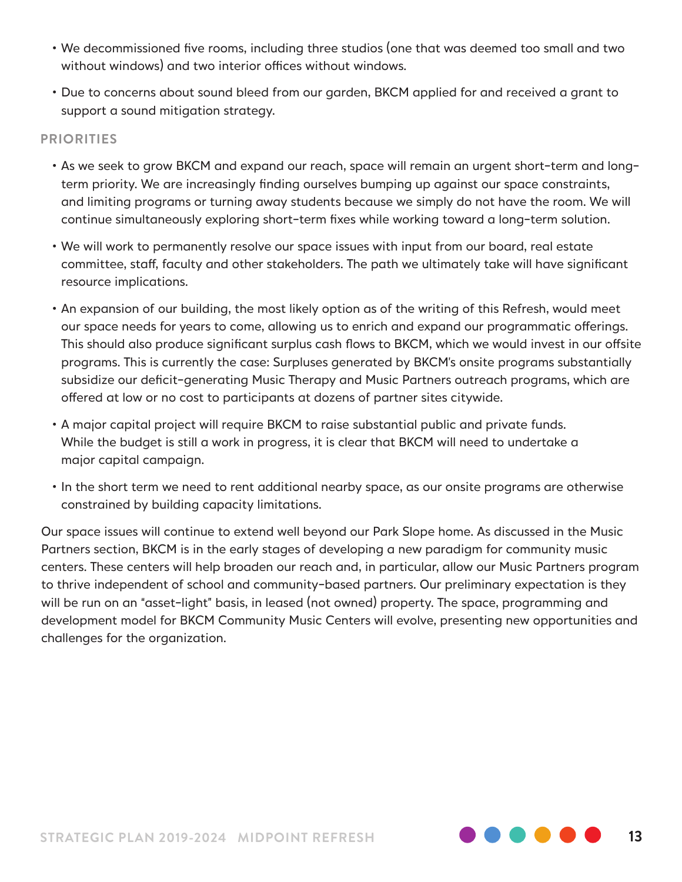- We decommissioned five rooms, including three studios (one that was deemed too small and two without windows) and two interior offices without windows.
- Due to concerns about sound bleed from our garden, BKCM applied for and received a grant to support a sound mitigation strategy.

### PRIORITIES

- As we seek to grow BKCM and expand our reach, space will remain an urgent short-term and long-term priority. We are increasingly finding ourselves bumping up against our space constraints, and limiting programs or turning away students because we simply do not have the room. We will continue simultaneously exploring short-term fixes while working toward a long-term solution.
- We will work to permanently resolve our space issues with input from our board, real estate committee, staff, faculty and other stakeholders. The path we ultimately take will have significant resource implications.
- An expansion of our building, the most likely option as of the writing of this Refresh, would meet our space needs for years to come, allowing us to enrich and expand our programmatic offerings. This should also produce significant surplus cash flows to BKCM, which we would invest in our offsite programs. This is currently the case: Surpluses generated by BKCM's onsite programs substantially subsidize our deficit-generating Music Therapy and Music Partners outreach programs, which are offered at low or no cost to participants at dozens of partner sites citywide.
- A major capital project will require BKCM to raise substantial public and private funds. While the budget is still a work in progress, it is clear that BKCM will need to undertake a major capital campaign.
- In the short term we need to rent additional nearby space, as our onsite programs are otherwise constrained by building capacity limitations.

Our space issues will continue to extend well beyond our Park Slope home. As discussed in the Music Partners section, BKCM is in the early stages of developing a new paradigm for community music centers. These centers will help broaden our reach and, in particular, allow our Music Partners program to thrive independent of school and community-based partners. Our preliminary expectation is they will be run on an "asset-light" basis, in leased (not owned) property. The space, programming and development model for BKCM Community Music Centers will evolve, presenting new opportunities and challenges for the organization.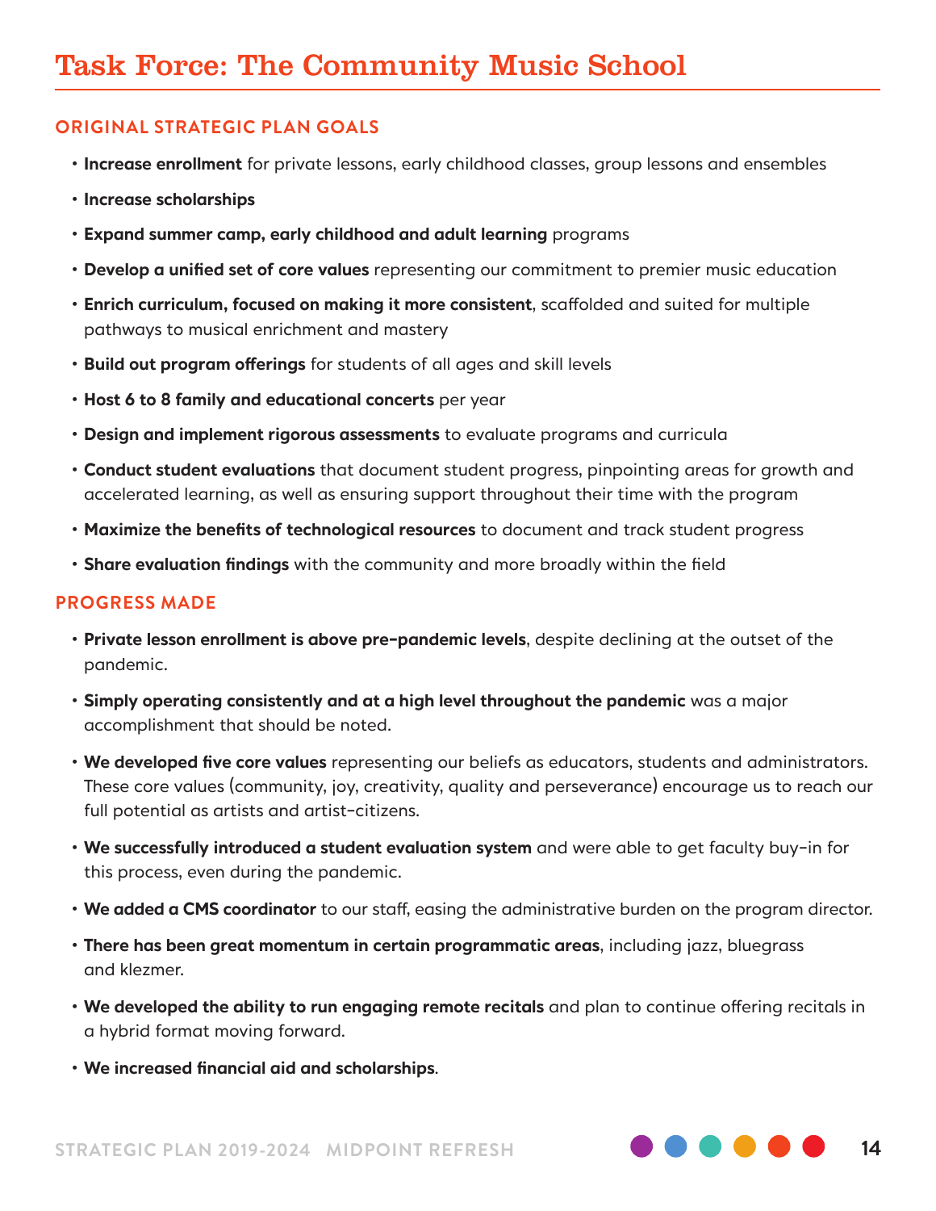# Task Force: The Community Music School

## ORIGINAL STRATEGIC PLAN GOALS

- **Increase enrollment** for private lessons, early childhood classes, group lessons and ensembles
- **Increase scholarships**
- **Expand summer camp, early childhood and adult learning** programs
- **Develop a unified set of core values** representing our commitment to premier music education
- **Enrich curriculum, focused on making it more consistent**, scaffolded and suited for multiple pathways to musical enrichment and mastery
- **Build out program offerings** for students of all ages and skill levels
- **Host 6 to 8 family and educational concerts** per year
- **Design and implement rigorous assessments** to evaluate programs and curricula
- **Conduct student evaluations** that document student progress, pinpointing areas for growth and accelerated learning, as well as ensuring support throughout their time with the program
- **Maximize the benefits of technological resources** to document and track student progress
- **Share evaluation findings** with the community and more broadly within the field

## PROGRESS MADE

- **Private lesson enrollment is above pre-pandemic levels**, despite declining at the outset of the pandemic.
- **Simply operating consistently and at a high level throughout the pandemic** was a major accomplishment that should be noted.
- **We developed five core values** representing our beliefs as educators, students and administrators. These core values (community, joy, creativity, quality and perseverance) encourage us to reach our full potential as artists and artist-citizens.
- **We successfully introduced a student evaluation system** and were able to get faculty buy-in for this process, even during the pandemic.
- **We added a CMS coordinator** to our staff, easing the administrative burden on the program director.
- **There has been great momentum in certain programmatic areas**, including jazz, bluegrass and klezmer.
- **We developed the ability to run engaging remote recitals** and plan to continue offering recitals in a hybrid format moving forward.
- **We increased financial aid and scholarships**.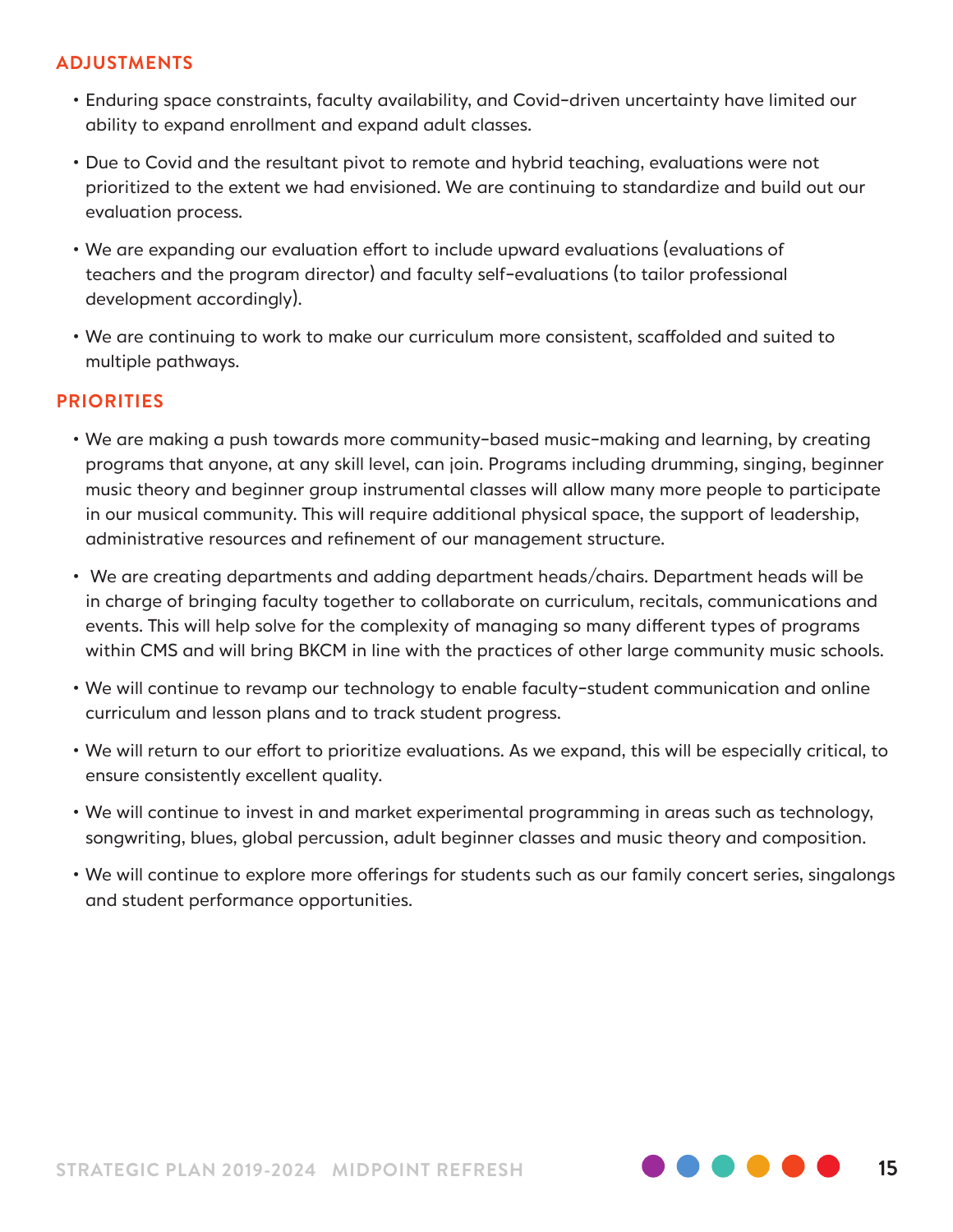## ADJUSTMENTS

- Enduring space constraints, faculty availability, and Covid-driven uncertainty have limited our ability to expand enrollment and expand adult classes.
- Due to Covid and the resultant pivot to remote and hybrid teaching, evaluations were not prioritized to the extent we had envisioned. We are continuing to standardize and build out our evaluation process.
- We are expanding our evaluation effort to include upward evaluations (evaluations of teachers and the program director) and faculty self-evaluations (to tailor professional development accordingly).
- We are continuing to work to make our curriculum more consistent, scaffolded and suited to multiple pathways.

## PRIORITIES

- We are making a push towards more community-based music-making and learning, by creating programs that anyone, at any skill level, can join. Programs including drumming, singing, beginner music theory and beginner group instrumental classes will allow many more people to participate in our musical community. This will require additional physical space, the support of leadership, administrative resources and refinement of our management structure.
- We are creating departments and adding department heads/chairs. Department heads will be in charge of bringing faculty together to collaborate on curriculum, recitals, communications and events. This will help solve for the complexity of managing so many different types of programs within CMS and will bring BKCM in line with the practices of other large community music schools.
- We will continue to revamp our technology to enable faculty-student communication and online curriculum and lesson plans and to track student progress.
- We will return to our effort to prioritize evaluations. As we expand, this will be especially critical, to ensure consistently excellent quality.
- We will continue to invest in and market experimental programming in areas such as technology, songwriting, blues, global percussion, adult beginner classes and music theory and composition.
- We will continue to explore more offerings for students such as our family concert series, singalongs and student performance opportunities.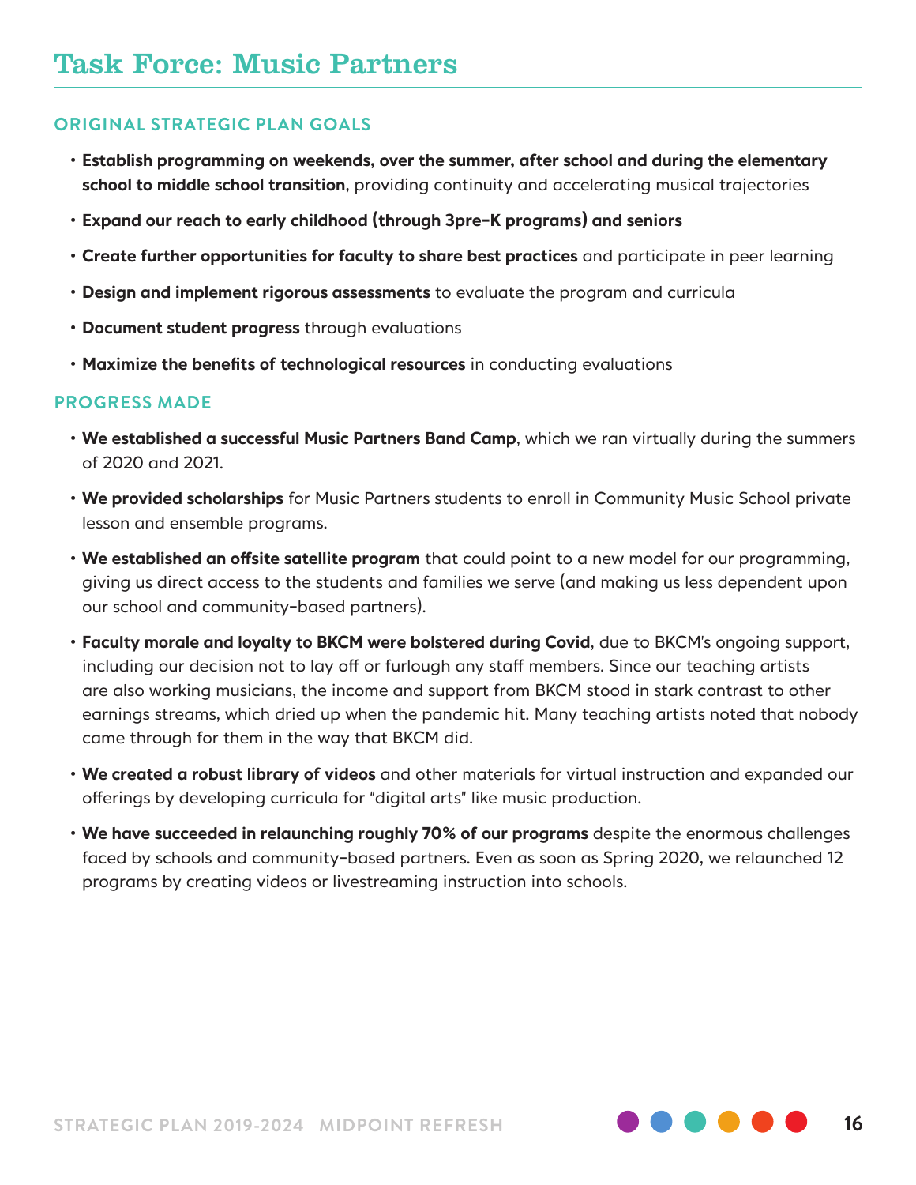# Task Force: Music Partners

## ORIGINAL STRATEGIC PLAN GOALS

- **Establish programming on weekends, over the summer, after school and during the elementary school to middle school transition**, providing continuity and accelerating musical trajectories
- **Expand our reach to early childhood (through 3pre-K programs) and seniors**
- **Create further opportunities for faculty to share best practices** and participate in peer learning
- **Design and implement rigorous assessments** to evaluate the program and curricula
- **Document student progress** through evaluations
- **Maximize the benefits of technological resources** in conducting evaluations

## PROGRESS MADE

- **We established a successful Music Partners Band Camp**, which we ran virtually during the summers of 2020 and 2021.
- **We provided scholarships** for Music Partners students to enroll in Community Music School private lesson and ensemble programs.
- **We established an offsite satellite program** that could point to a new model for our programming, giving us direct access to the students and families we serve (and making us less dependent upon our school and community-based partners).
- **Faculty morale and loyalty to BKCM were bolstered during Covid**, due to BKCM's ongoing support, including our decision not to lay off or furlough any staff members. Since our teaching artists are also working musicians, the income and support from BKCM stood in stark contrast to other earnings streams, which dried up when the pandemic hit. Many teaching artists noted that nobody came through for them in the way that BKCM did.
- **We created a robust library of videos** and other materials for virtual instruction and expanded our offerings by developing curricula for "digital arts" like music production.
- **We have succeeded in relaunching roughly 70% of our programs** despite the enormous challenges faced by schools and community-based partners. Even as soon as Spring 2020, we relaunched 12 programs by creating videos or livestreaming instruction into schools.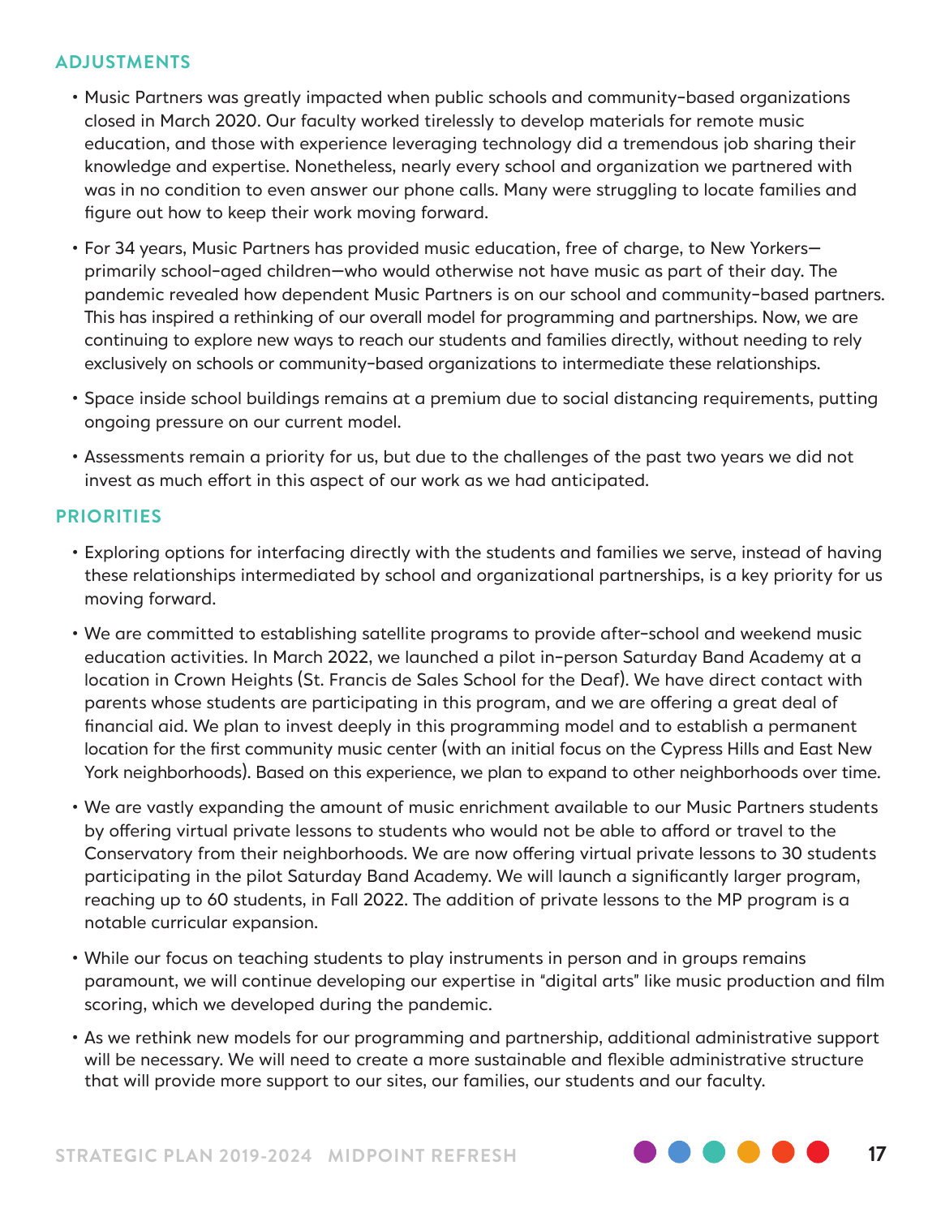## ADJUSTMENTS

- Music Partners was greatly impacted when public schools and community-based organizations closed in March 2020. Our faculty worked tirelessly to develop materials for remote music education, and those with experience leveraging technology did a tremendous job sharing their knowledge and expertise. Nonetheless, nearly every school and organization we partnered with was in no condition to even answer our phone calls. Many were struggling to locate families and figure out how to keep their work moving forward.
- For 34 years, Music Partners has provided music education, free of charge, to New Yorkers—primarily school-aged children—who would otherwise not have music as part of their day. The pandemic revealed how dependent Music Partners is on our school and community-based partners. This has inspired a rethinking of our overall model for programming and partnerships. Now, we are continuing to explore new ways to reach our students and families directly, without needing to rely exclusively on schools or community-based organizations to intermediate these relationships.
- Space inside school buildings remains at a premium due to social distancing requirements, putting ongoing pressure on our current model.
- Assessments remain a priority for us, but due to the challenges of the past two years we did not invest as much effort in this aspect of our work as we had anticipated.

## PRIORITIES

- Exploring options for interfacing directly with the students and families we serve, instead of having these relationships intermediated by school and organizational partnerships, is a key priority for us moving forward.
- We are committed to establishing satellite programs to provide after-school and weekend music education activities. In March 2022, we launched a pilot in-person Saturday Band Academy at a location in Crown Heights (St. Francis de Sales School for the Deaf). We have direct contact with parents whose students are participating in this program, and we are offering a great deal of financial aid. We plan to invest deeply in this programming model and to establish a permanent location for the first community music center (with an initial focus on the Cypress Hills and East New York neighborhoods). Based on this experience, we plan to expand to other neighborhoods over time.
- We are vastly expanding the amount of music enrichment available to our Music Partners students by offering virtual private lessons to students who would not be able to afford or travel to the Conservatory from their neighborhoods. We are now offering virtual private lessons to 30 students participating in the pilot Saturday Band Academy. We will launch a significantly larger program, reaching up to 60 students, in Fall 2022. The addition of private lessons to the MP program is a notable curricular expansion.
- While our focus on teaching students to play instruments in person and in groups remains paramount, we will continue developing our expertise in "digital arts" like music production and film scoring, which we developed during the pandemic.
- As we rethink new models for our programming and partnership, additional administrative support will be necessary. We will need to create a more sustainable and flexible administrative structure that will provide more support to our sites, our families, our students and our faculty.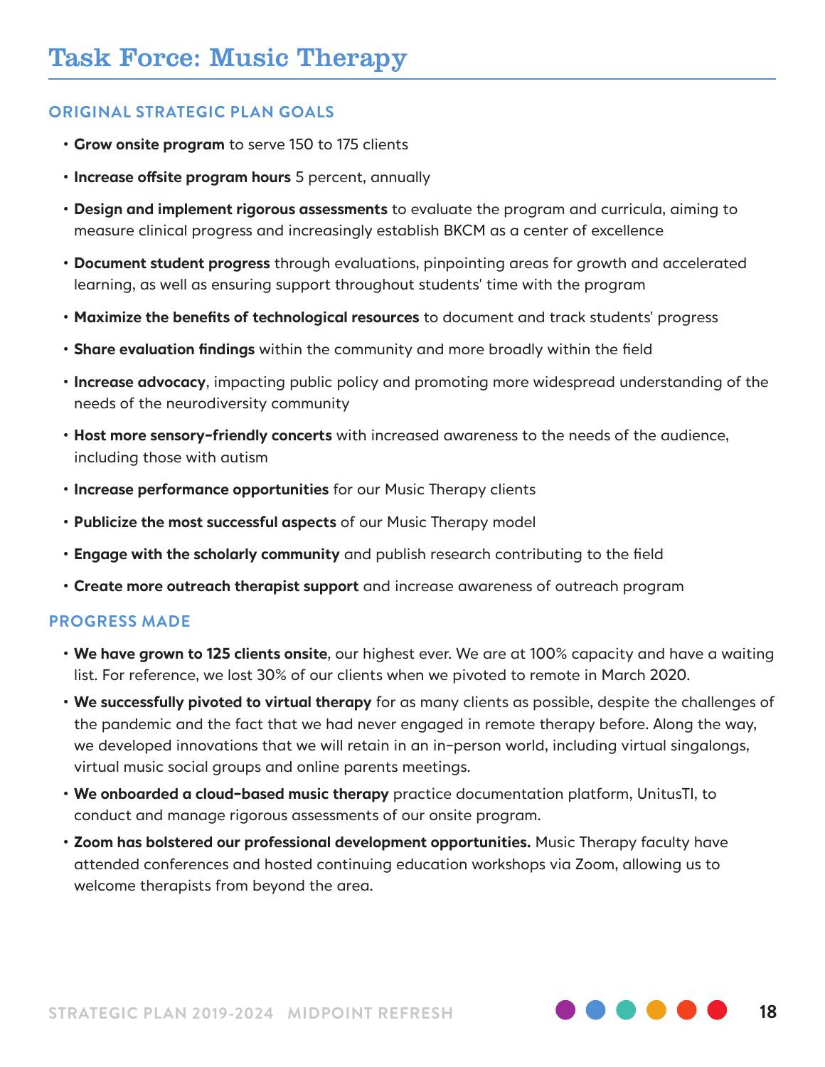# Task Force: Music Therapy

## ORIGINAL STRATEGIC PLAN GOALS

- **Grow onsite program** to serve 150 to 175 clients
- **Increase offsite program hours** 5 percent, annually
- **Design and implement rigorous assessments** to evaluate the program and curricula, aiming to measure clinical progress and increasingly establish BKCM as a center of excellence
- **Document student progress** through evaluations, pinpointing areas for growth and accelerated learning, as well as ensuring support throughout students' time with the program
- **Maximize the benefits of technological resources** to document and track students' progress
- **Share evaluation findings** within the community and more broadly within the field
- **Increase advocacy**, impacting public policy and promoting more widespread understanding of the needs of the neurodiversity community
- **Host more sensory-friendly concerts** with increased awareness to the needs of the audience, including those with autism
- **Increase performance opportunities** for our Music Therapy clients
- **Publicize the most successful aspects** of our Music Therapy model
- **Engage with the scholarly community** and publish research contributing to the field
- **Create more outreach therapist support** and increase awareness of outreach program

## PROGRESS MADE

- **We have grown to 125 clients onsite**, our highest ever. We are at 100% capacity and have a waiting list. For reference, we lost 30% of our clients when we pivoted to remote in March 2020.
- **We successfully pivoted to virtual therapy** for as many clients as possible, despite the challenges of the pandemic and the fact that we had never engaged in remote therapy before. Along the way, we developed innovations that we will retain in an in-person world, including virtual singalongs, virtual music social groups and online parents meetings.
- **We onboarded a cloud-based music therapy** practice documentation platform, UnitusTI, to conduct and manage rigorous assessments of our onsite program.
- **Zoom has bolstered our professional development opportunities.** Music Therapy faculty have attended conferences and hosted continuing education workshops via Zoom, allowing us to welcome therapists from beyond the area.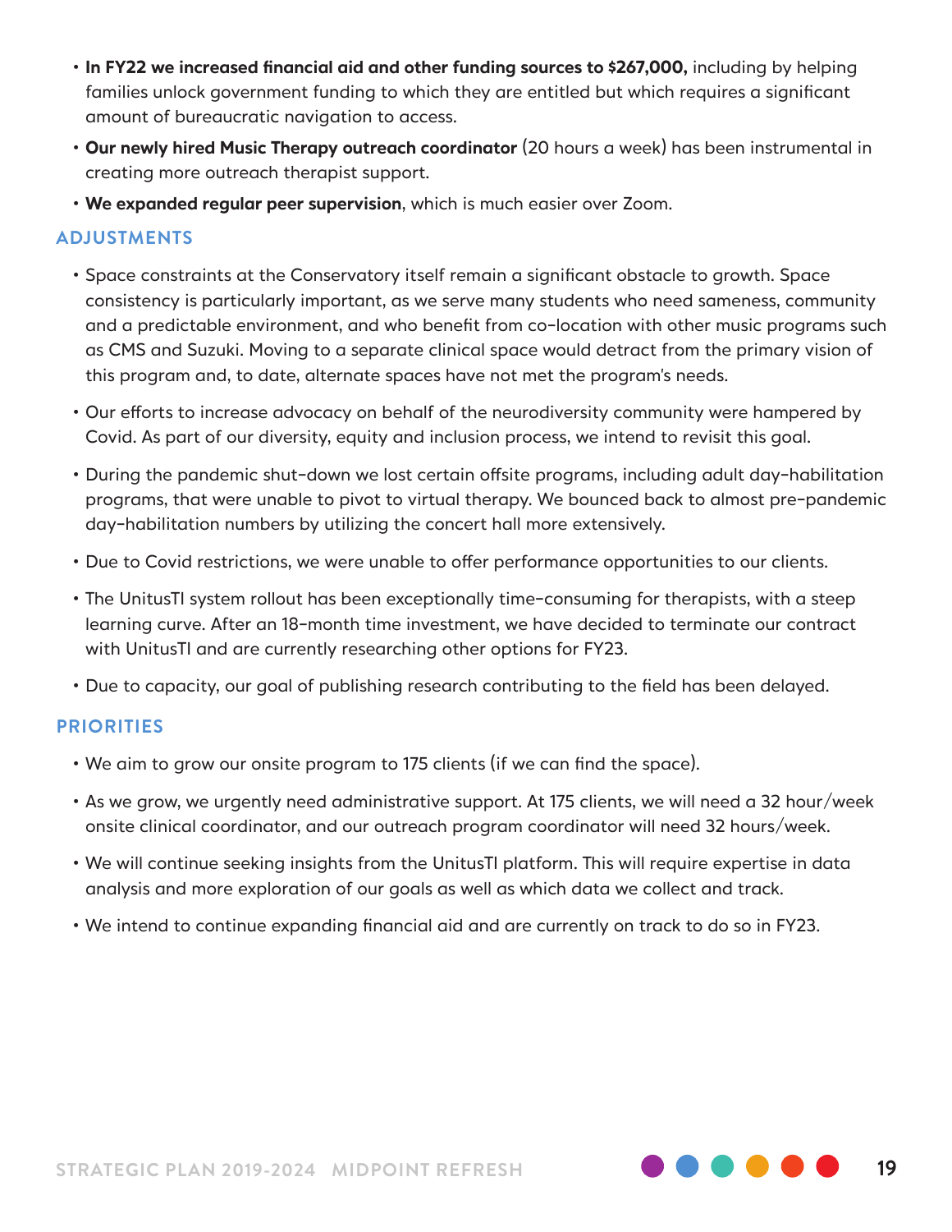- **In FY22 we increased financial aid and other funding sources to $267,000,** including by helping families unlock government funding to which they are entitled but which requires a significant amount of bureaucratic navigation to access.
- **Our newly hired Music Therapy outreach coordinator** (20 hours a week) has been instrumental in creating more outreach therapist support.
- **We expanded regular peer supervision**, which is much easier over Zoom.

### ADJUSTMENTS

- Space constraints at the Conservatory itself remain a significant obstacle to growth. Space consistency is particularly important, as we serve many students who need sameness, community and a predictable environment, and who benefit from co-location with other music programs such as CMS and Suzuki. Moving to a separate clinical space would detract from the primary vision of this program and, to date, alternate spaces have not met the program's needs.
- Our efforts to increase advocacy on behalf of the neurodiversity community were hampered by Covid. As part of our diversity, equity and inclusion process, we intend to revisit this goal.
- During the pandemic shut-down we lost certain offsite programs, including adult day-habilitation programs, that were unable to pivot to virtual therapy. We bounced back to almost pre-pandemic day-habilitation numbers by utilizing the concert hall more extensively.
- Due to Covid restrictions, we were unable to offer performance opportunities to our clients.
- The UnitusTI system rollout has been exceptionally time-consuming for therapists, with a steep learning curve. After an 18-month time investment, we have decided to terminate our contract with UnitusTI and are currently researching other options for FY23.
- Due to capacity, our goal of publishing research contributing to the field has been delayed.

### PRIORITIES

- We aim to grow our onsite program to 175 clients (if we can find the space).
- As we grow, we urgently need administrative support. At 175 clients, we will need a 32 hour/week onsite clinical coordinator, and our outreach program coordinator will need 32 hours/week.
- We will continue seeking insights from the UnitusTI platform. This will require expertise in data analysis and more exploration of our goals as well as which data we collect and track.
- We intend to continue expanding financial aid and are currently on track to do so in FY23.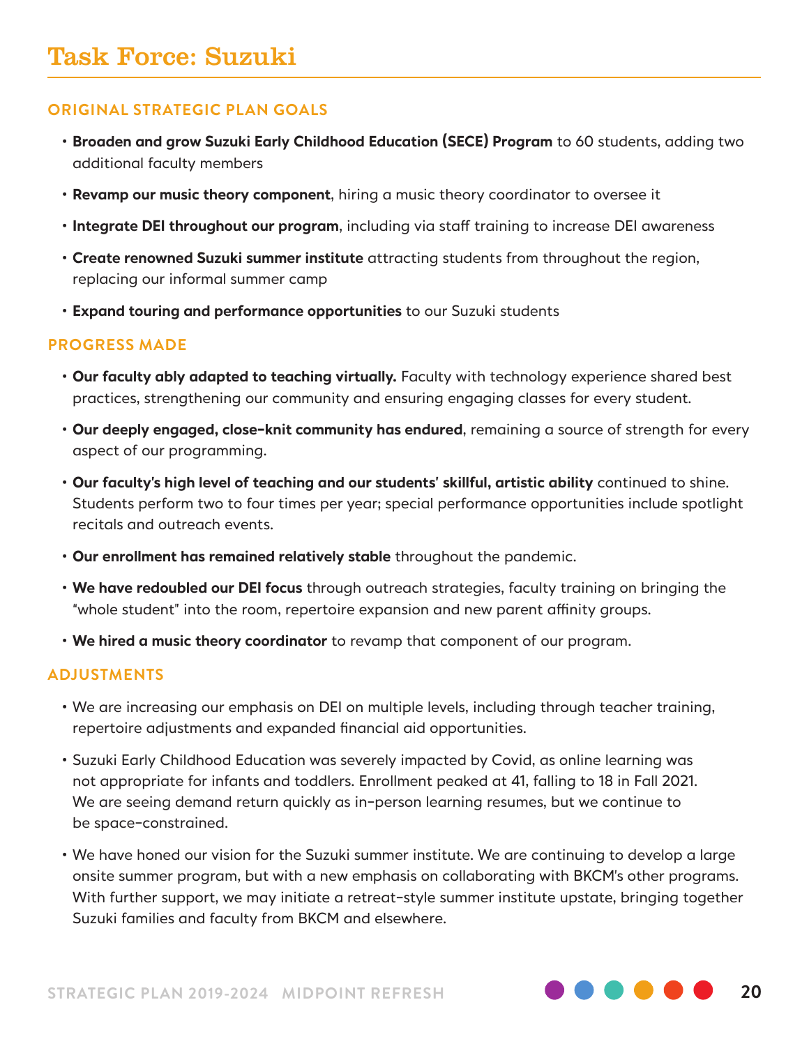# Task Force: Suzuki

## ORIGINAL STRATEGIC PLAN GOALS

- **Broaden and grow Suzuki Early Childhood Education (SECE) Program** to 60 students, adding two additional faculty members
- **Revamp our music theory component**, hiring a music theory coordinator to oversee it
- **Integrate DEI throughout our program**, including via staff training to increase DEI awareness
- **Create renowned Suzuki summer institute** attracting students from throughout the region, replacing our informal summer camp
- **Expand touring and performance opportunities** to our Suzuki students

## PROGRESS MADE

- **Our faculty ably adapted to teaching virtually.** Faculty with technology experience shared best practices, strengthening our community and ensuring engaging classes for every student.
- **Our deeply engaged, close-knit community has endured**, remaining a source of strength for every aspect of our programming.
- **Our faculty's high level of teaching and our students' skillful, artistic ability** continued to shine. Students perform two to four times per year; special performance opportunities include spotlight recitals and outreach events.
- **Our enrollment has remained relatively stable** throughout the pandemic.
- **We have redoubled our DEI focus** through outreach strategies, faculty training on bringing the "whole student" into the room, repertoire expansion and new parent affinity groups.
- **We hired a music theory coordinator** to revamp that component of our program.

## ADJUSTMENTS

- We are increasing our emphasis on DEI on multiple levels, including through teacher training, repertoire adjustments and expanded financial aid opportunities.
- Suzuki Early Childhood Education was severely impacted by Covid, as online learning was not appropriate for infants and toddlers. Enrollment peaked at 41, falling to 18 in Fall 2021. We are seeing demand return quickly as in-person learning resumes, but we continue to be space-constrained.
- We have honed our vision for the Suzuki summer institute. We are continuing to develop a large onsite summer program, but with a new emphasis on collaborating with BKCM's other programs. With further support, we may initiate a retreat-style summer institute upstate, bringing together Suzuki families and faculty from BKCM and elsewhere.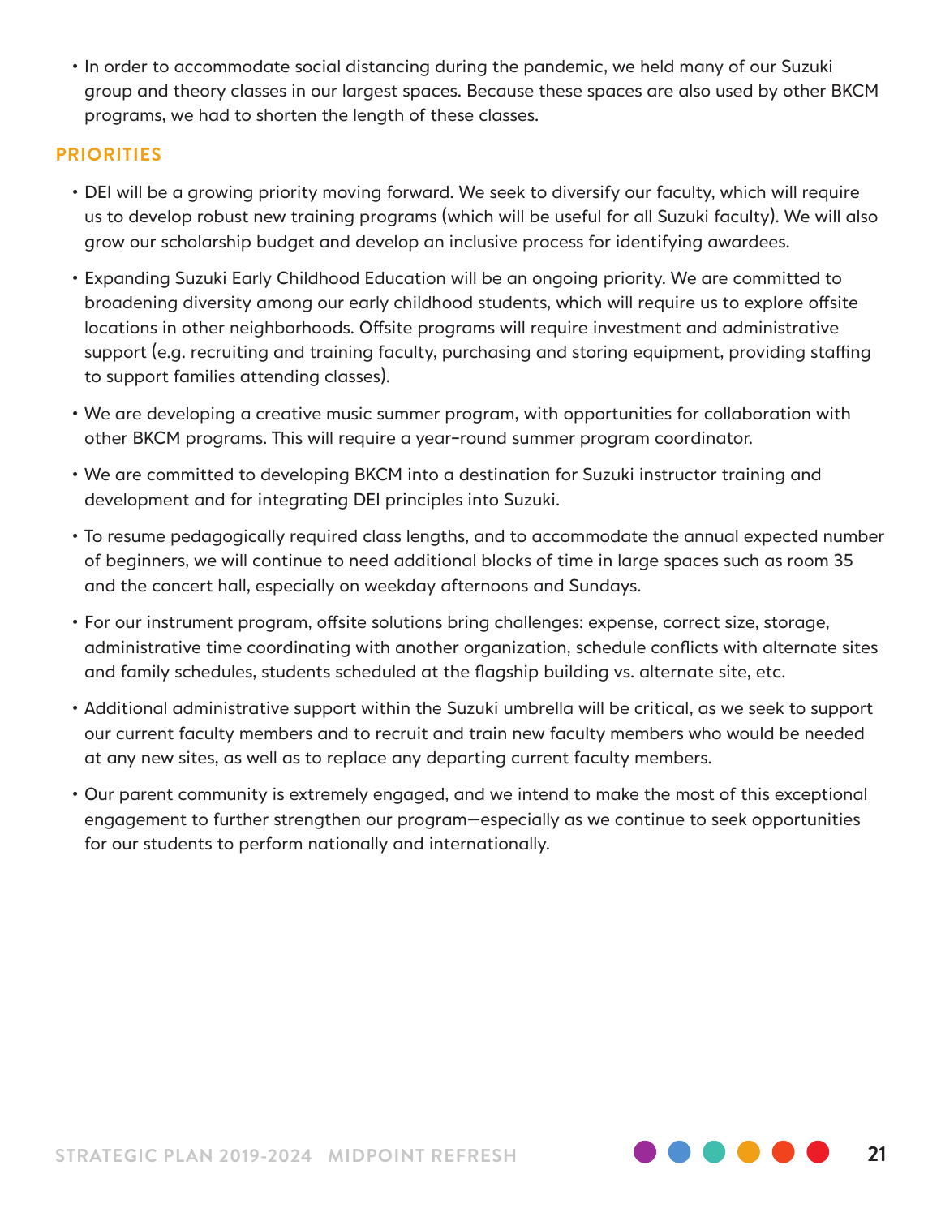- In order to accommodate social distancing during the pandemic, we held many of our Suzuki group and theory classes in our largest spaces. Because these spaces are also used by other BKCM programs, we had to shorten the length of these classes.

## PRIORITIES

- DEI will be a growing priority moving forward. We seek to diversify our faculty, which will require us to develop robust new training programs (which will be useful for all Suzuki faculty). We will also grow our scholarship budget and develop an inclusive process for identifying awardees.
- Expanding Suzuki Early Childhood Education will be an ongoing priority. We are committed to broadening diversity among our early childhood students, which will require us to explore offsite locations in other neighborhoods. Offsite programs will require investment and administrative support (e.g. recruiting and training faculty, purchasing and storing equipment, providing staffing to support families attending classes).
- We are developing a creative music summer program, with opportunities for collaboration with other BKCM programs. This will require a year-round summer program coordinator.
- We are committed to developing BKCM into a destination for Suzuki instructor training and development and for integrating DEI principles into Suzuki.
- To resume pedagogically required class lengths, and to accommodate the annual expected number of beginners, we will continue to need additional blocks of time in large spaces such as room 35 and the concert hall, especially on weekday afternoons and Sundays.
- For our instrument program, offsite solutions bring challenges: expense, correct size, storage, administrative time coordinating with another organization, schedule conflicts with alternate sites and family schedules, students scheduled at the flagship building vs. alternate site, etc.
- Additional administrative support within the Suzuki umbrella will be critical, as we seek to support our current faculty members and to recruit and train new faculty members who would be needed at any new sites, as well as to replace any departing current faculty members.
- Our parent community is extremely engaged, and we intend to make the most of this exceptional engagement to further strengthen our program—especially as we continue to seek opportunities for our students to perform nationally and internationally.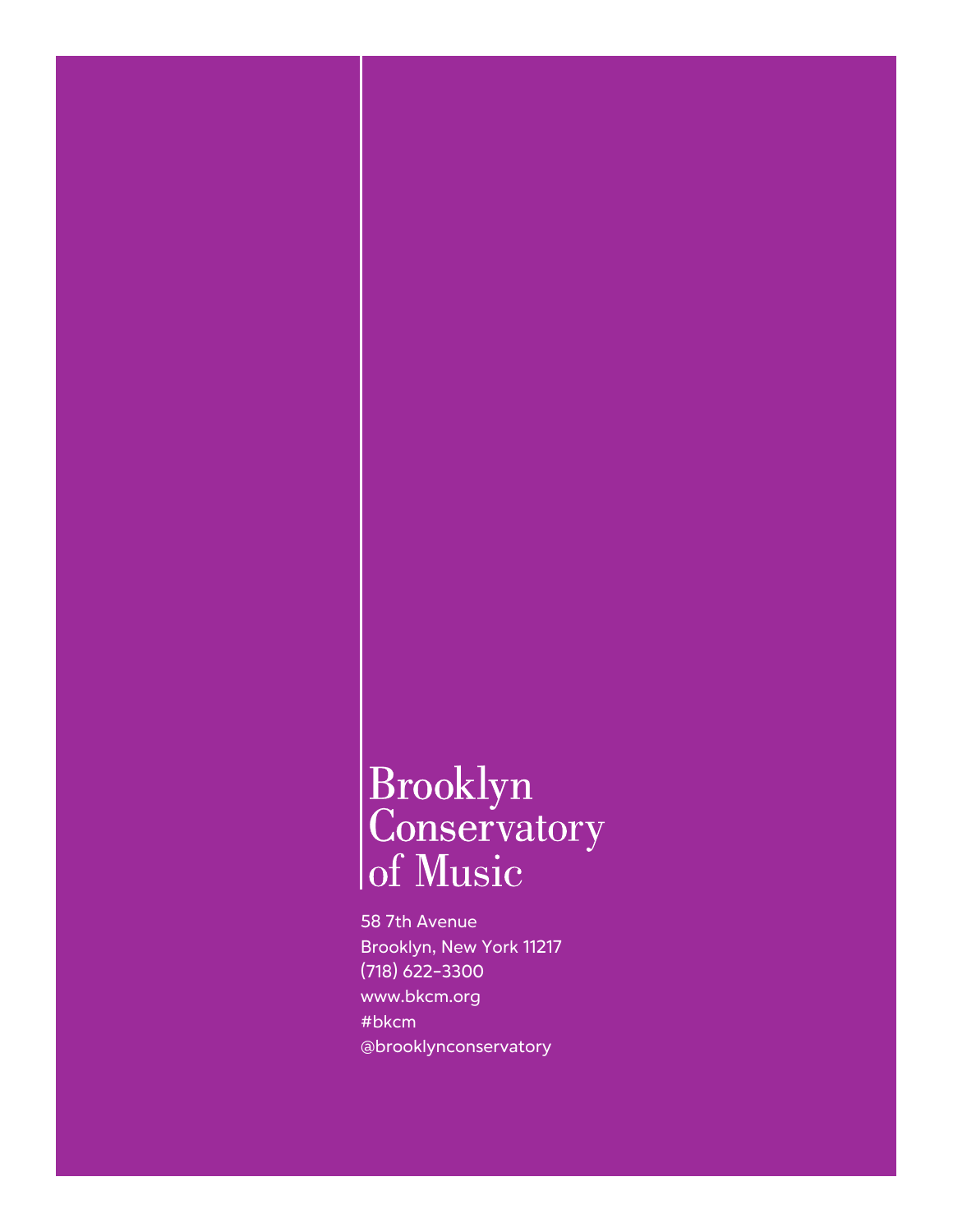Brooklyn
Conservatory
of Music

58 7th Avenue
Brooklyn, New York 11217
(718) 622-3300
www.bkcm.org
#bkcm
@brooklynconservatory